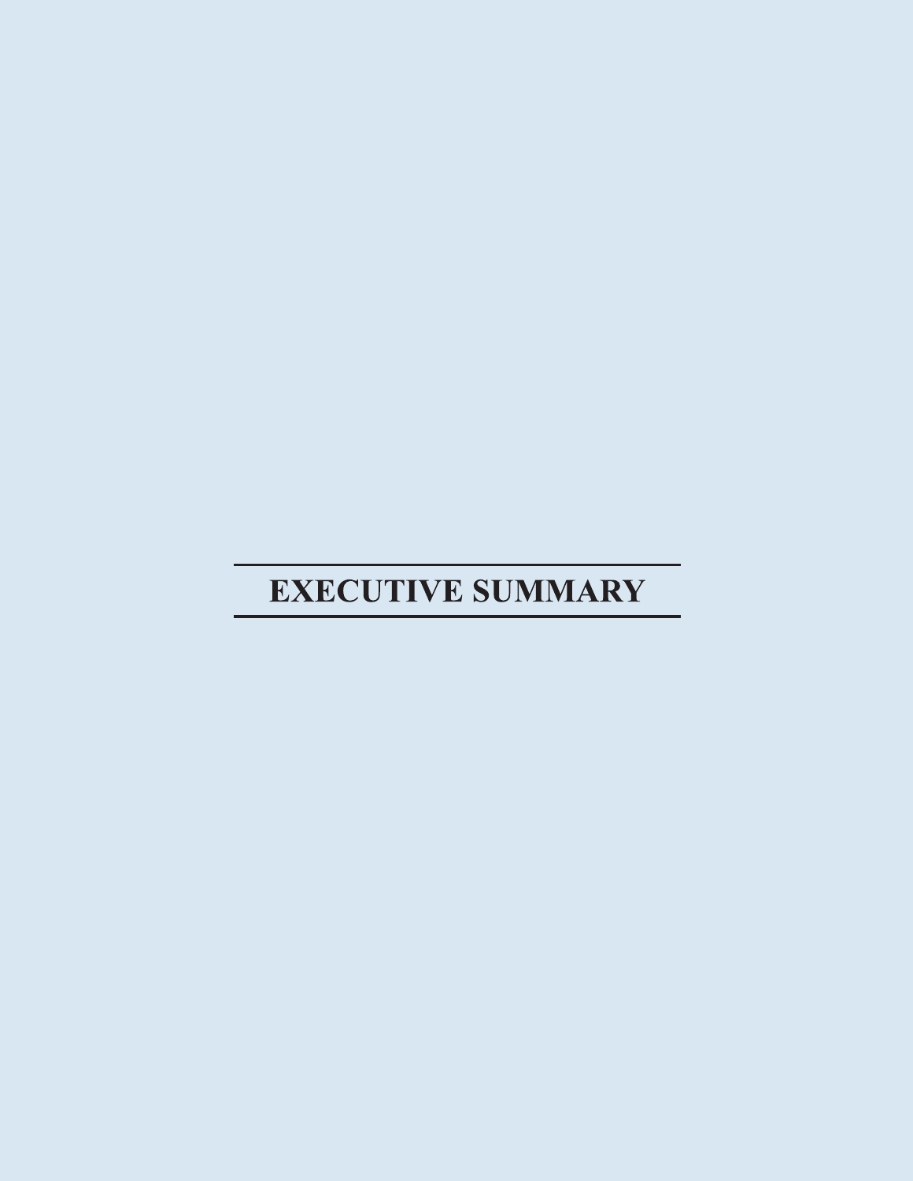# EXECUTIVE SUMMARY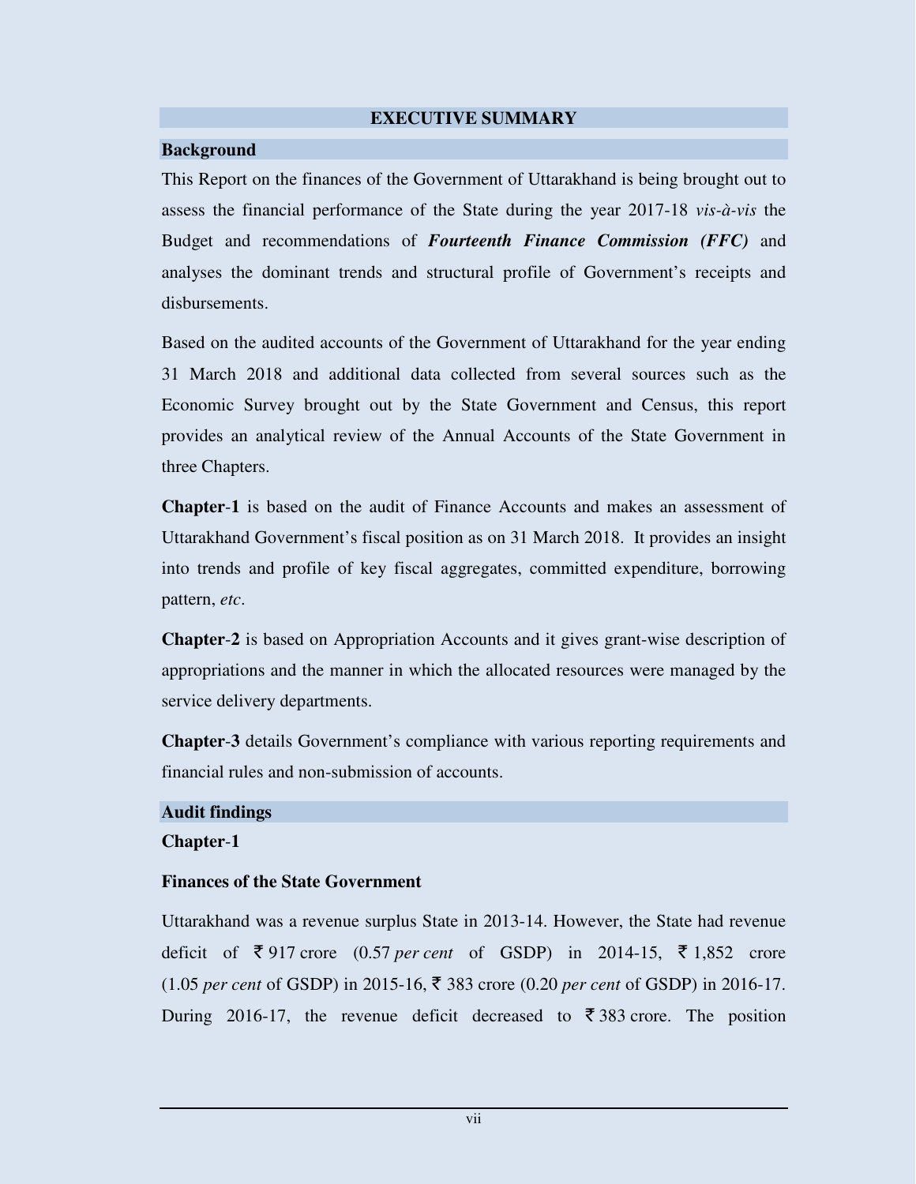## EXECUTIVE SUMMARY

### Background

This Report on the finances of the Government of Uttarakhand is being brought out to assess the financial performance of the State during the year 2017-18 *vis-à-vis* the Budget and recommendations of ***Fourteenth Finance Commission (FFC)*** and analyses the dominant trends and structural profile of Government's receipts and disbursements.

Based on the audited accounts of the Government of Uttarakhand for the year ending 31 March 2018 and additional data collected from several sources such as the Economic Survey brought out by the State Government and Census, this report provides an analytical review of the Annual Accounts of the State Government in three Chapters.

**Chapter-1** is based on the audit of Finance Accounts and makes an assessment of Uttarakhand Government's fiscal position as on 31 March 2018. It provides an insight into trends and profile of key fiscal aggregates, committed expenditure, borrowing pattern, *etc*.

**Chapter-2** is based on Appropriation Accounts and it gives grant-wise description of appropriations and the manner in which the allocated resources were managed by the service delivery departments.

**Chapter-3** details Government's compliance with various reporting requirements and financial rules and non-submission of accounts.

### Audit findings

**Chapter-1**

**Finances of the State Government**

Uttarakhand was a revenue surplus State in 2013-14. However, the State had revenue deficit of ₹ 917 crore (0.57 *per cent* of GSDP) in 2014-15, ₹ 1,852 crore (1.05 *per cent* of GSDP) in 2015-16, ₹ 383 crore (0.20 *per cent* of GSDP) in 2016-17. During 2016-17, the revenue deficit decreased to ₹ 383 crore. The position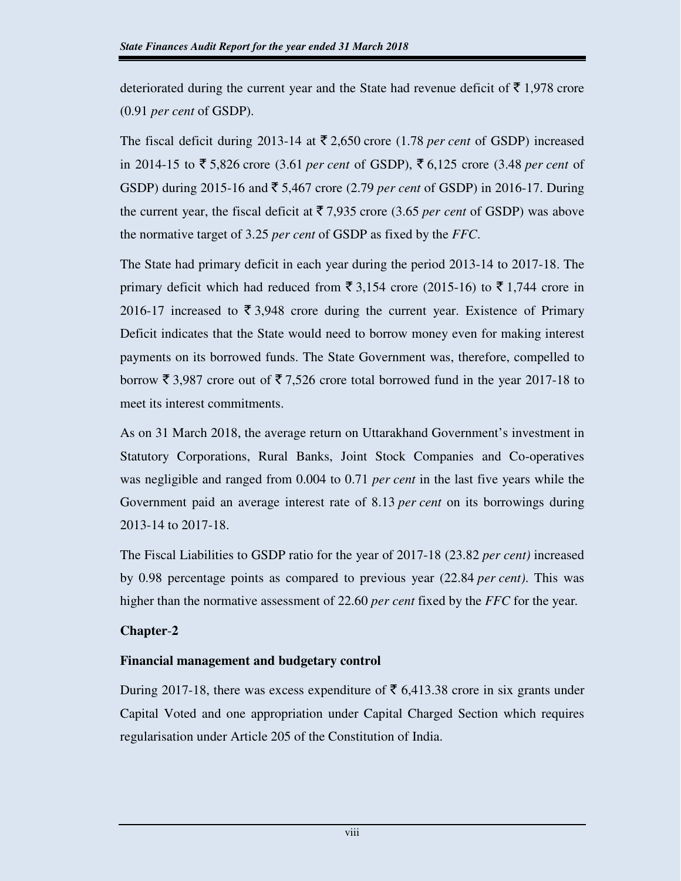deteriorated during the current year and the State had revenue deficit of ₹ 1,978 crore (0.91 *per cent* of GSDP).

The fiscal deficit during 2013-14 at ₹ 2,650 crore (1.78 *per cent* of GSDP) increased in 2014-15 to ₹ 5,826 crore (3.61 *per cent* of GSDP), ₹ 6,125 crore (3.48 *per cent* of GSDP) during 2015-16 and ₹ 5,467 crore (2.79 *per cent* of GSDP) in 2016-17. During the current year, the fiscal deficit at ₹ 7,935 crore (3.65 *per cent* of GSDP) was above the normative target of 3.25 *per cent* of GSDP as fixed by the *FFC*.

The State had primary deficit in each year during the period 2013-14 to 2017-18. The primary deficit which had reduced from ₹ 3,154 crore (2015-16) to ₹ 1,744 crore in 2016-17 increased to ₹ 3,948 crore during the current year. Existence of Primary Deficit indicates that the State would need to borrow money even for making interest payments on its borrowed funds. The State Government was, therefore, compelled to borrow ₹ 3,987 crore out of ₹ 7,526 crore total borrowed fund in the year 2017-18 to meet its interest commitments.

As on 31 March 2018, the average return on Uttarakhand Government's investment in Statutory Corporations, Rural Banks, Joint Stock Companies and Co-operatives was negligible and ranged from 0.004 to 0.71 *per cent* in the last five years while the Government paid an average interest rate of 8.13 *per cent* on its borrowings during 2013-14 to 2017-18.

The Fiscal Liabilities to GSDP ratio for the year of 2017-18 (23.82 *per cent)* increased by 0.98 percentage points as compared to previous year (22.84 *per cent)*. This was higher than the normative assessment of 22.60 *per cent* fixed by the *FFC* for the year.

## Chapter-2

### Financial management and budgetary control

During 2017-18, there was excess expenditure of ₹ 6,413.38 crore in six grants under Capital Voted and one appropriation under Capital Charged Section which requires regularisation under Article 205 of the Constitution of India.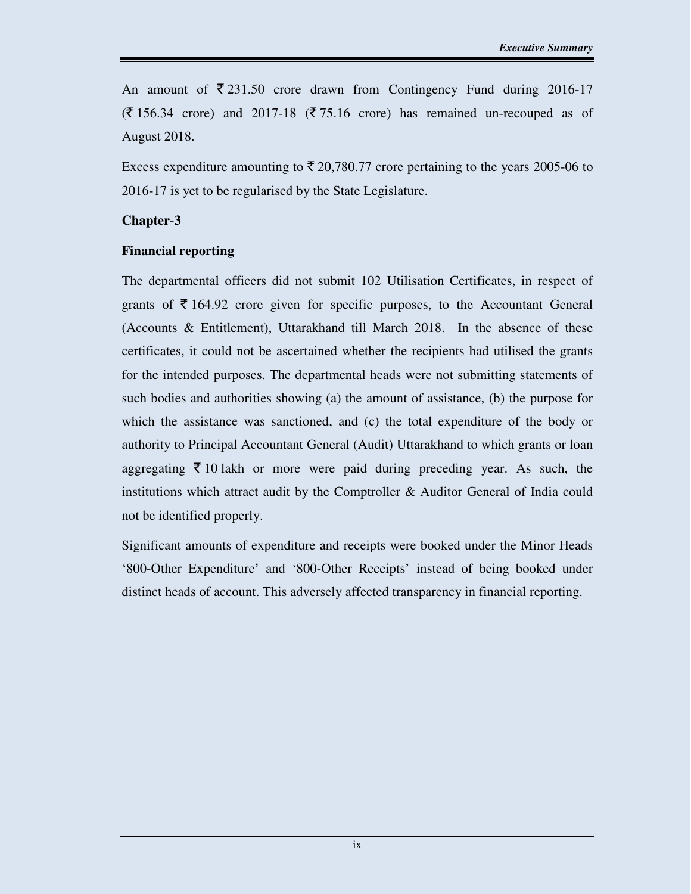An amount of ₹ 231.50 crore drawn from Contingency Fund during 2016-17 (₹ 156.34 crore) and 2017-18 (₹ 75.16 crore) has remained un-recouped as of August 2018.

Excess expenditure amounting to ₹ 20,780.77 crore pertaining to the years 2005-06 to 2016-17 is yet to be regularised by the State Legislature.

**Chapter-3**

**Financial reporting**

The departmental officers did not submit 102 Utilisation Certificates, in respect of grants of ₹ 164.92 crore given for specific purposes, to the Accountant General (Accounts & Entitlement), Uttarakhand till March 2018. In the absence of these certificates, it could not be ascertained whether the recipients had utilised the grants for the intended purposes. The departmental heads were not submitting statements of such bodies and authorities showing (a) the amount of assistance, (b) the purpose for which the assistance was sanctioned, and (c) the total expenditure of the body or authority to Principal Accountant General (Audit) Uttarakhand to which grants or loan aggregating ₹ 10 lakh or more were paid during preceding year. As such, the institutions which attract audit by the Comptroller & Auditor General of India could not be identified properly.

Significant amounts of expenditure and receipts were booked under the Minor Heads '800-Other Expenditure' and '800-Other Receipts' instead of being booked under distinct heads of account. This adversely affected transparency in financial reporting.